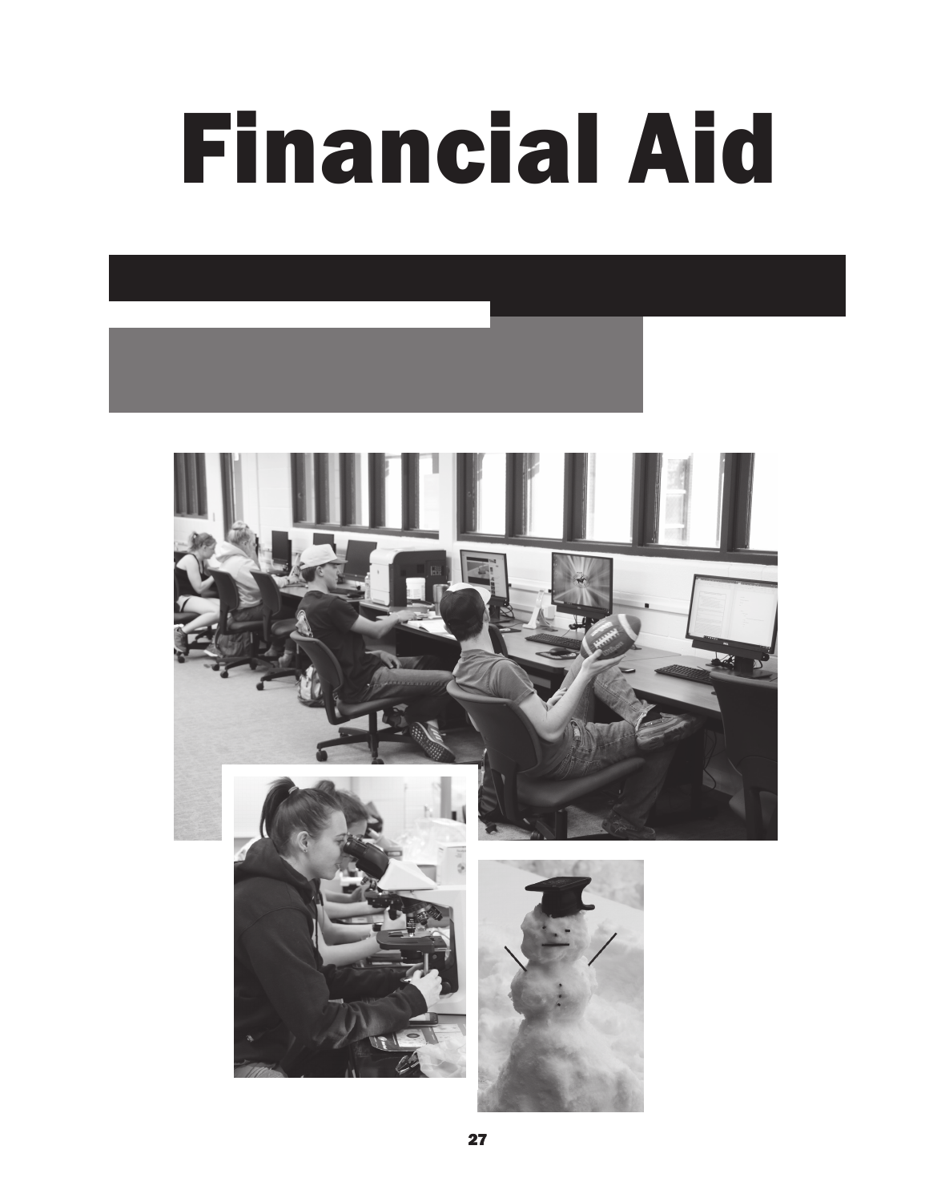# Financial Aid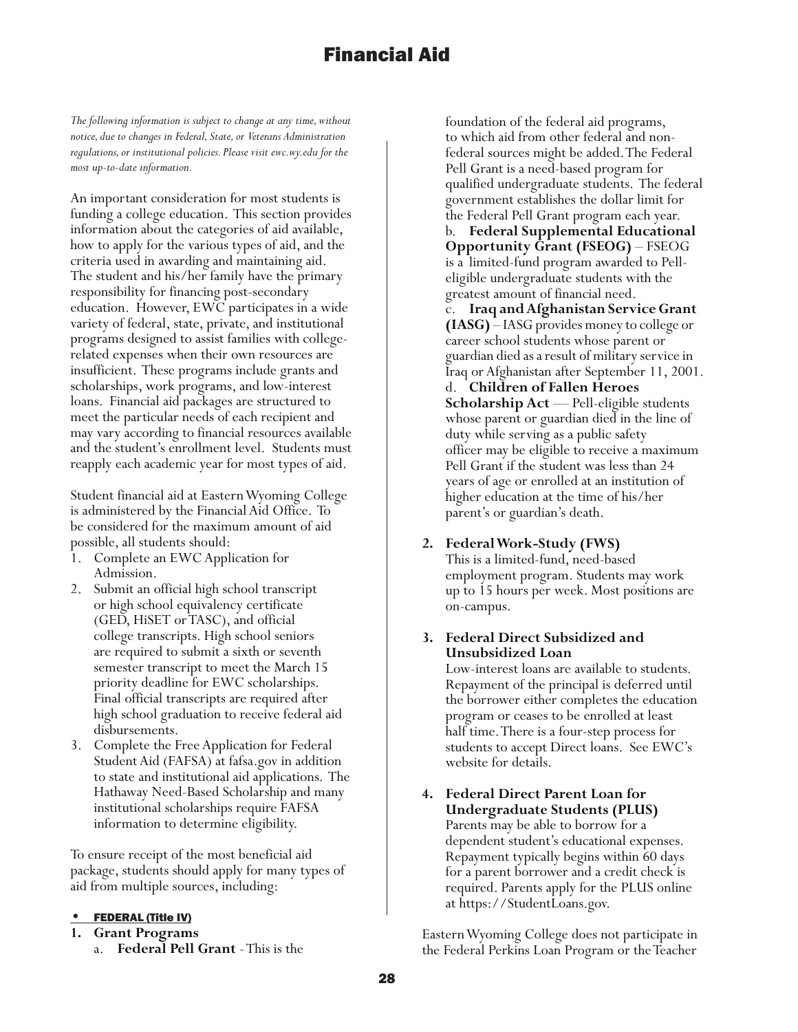# Financial Aid

*The following information is subject to change at any time, without notice, due to changes in Federal, State, or Veterans Administration regulations, or institutional policies. Please visit ewc.wy.edu for the most up-to-date information.*

An important consideration for most students is funding a college education. This section provides information about the categories of aid available, how to apply for the various types of aid, and the criteria used in awarding and maintaining aid. The student and his/her family have the primary responsibility for financing post-secondary education. However, EWC participates in a wide variety of federal, state, private, and institutional programs designed to assist families with college-related expenses when their own resources are insufficient. These programs include grants and scholarships, work programs, and low-interest loans. Financial aid packages are structured to meet the particular needs of each recipient and may vary according to financial resources available and the student's enrollment level. Students must reapply each academic year for most types of aid.

Student financial aid at Eastern Wyoming College is administered by the Financial Aid Office. To be considered for the maximum amount of aid possible, all students should:

1. Complete an EWC Application for Admission.
2. Submit an official high school transcript or high school equivalency certificate (GED, HiSET or TASC), and official college transcripts. High school seniors are required to submit a sixth or seventh semester transcript to meet the March 15 priority deadline for EWC scholarships. Final official transcripts are required after high school graduation to receive federal aid disbursements.
3. Complete the Free Application for Federal Student Aid (FAFSA) at fafsa.gov in addition to state and institutional aid applications. The Hathaway Need-Based Scholarship and many institutional scholarships require FAFSA information to determine eligibility.

To ensure receipt of the most beneficial aid package, students should apply for many types of aid from multiple sources, including:

- **FEDERAL (Title IV)**

1. **Grant Programs**
   a. **Federal Pell Grant** - This is the foundation of the federal aid programs, to which aid from other federal and non-federal sources might be added. The Federal Pell Grant is a need-based program for qualified undergraduate students. The federal government establishes the dollar limit for the Federal Pell Grant program each year.
   b. **Federal Supplemental Educational Opportunity Grant (FSEOG)** – FSEOG is a limited-fund program awarded to Pell-eligible undergraduate students with the greatest amount of financial need.
   c. **Iraq and Afghanistan Service Grant (IASG)** – IASG provides money to college or career school students whose parent or guardian died as a result of military service in Iraq or Afghanistan after September 11, 2001.
   d. **Children of Fallen Heroes Scholarship Act** — Pell-eligible students whose parent or guardian died in the line of duty while serving as a public safety officer may be eligible to receive a maximum Pell Grant if the student was less than 24 years of age or enrolled at an institution of higher education at the time of his/her parent's or guardian's death.

2. **Federal Work-Study (FWS)**
   This is a limited-fund, need-based employment program. Students may work up to 15 hours per week. Most positions are on-campus.

3. **Federal Direct Subsidized and Unsubsidized Loan**
   Low-interest loans are available to students. Repayment of the principal is deferred until the borrower either completes the education program or ceases to be enrolled at least half time. There is a four-step process for students to accept Direct loans. See EWC's website for details.

4. **Federal Direct Parent Loan for Undergraduate Students (PLUS)**
   Parents may be able to borrow for a dependent student's educational expenses. Repayment typically begins within 60 days for a parent borrower and a credit check is required. Parents apply for the PLUS online at https://StudentLoans.gov.

Eastern Wyoming College does not participate in the Federal Perkins Loan Program or the Teacher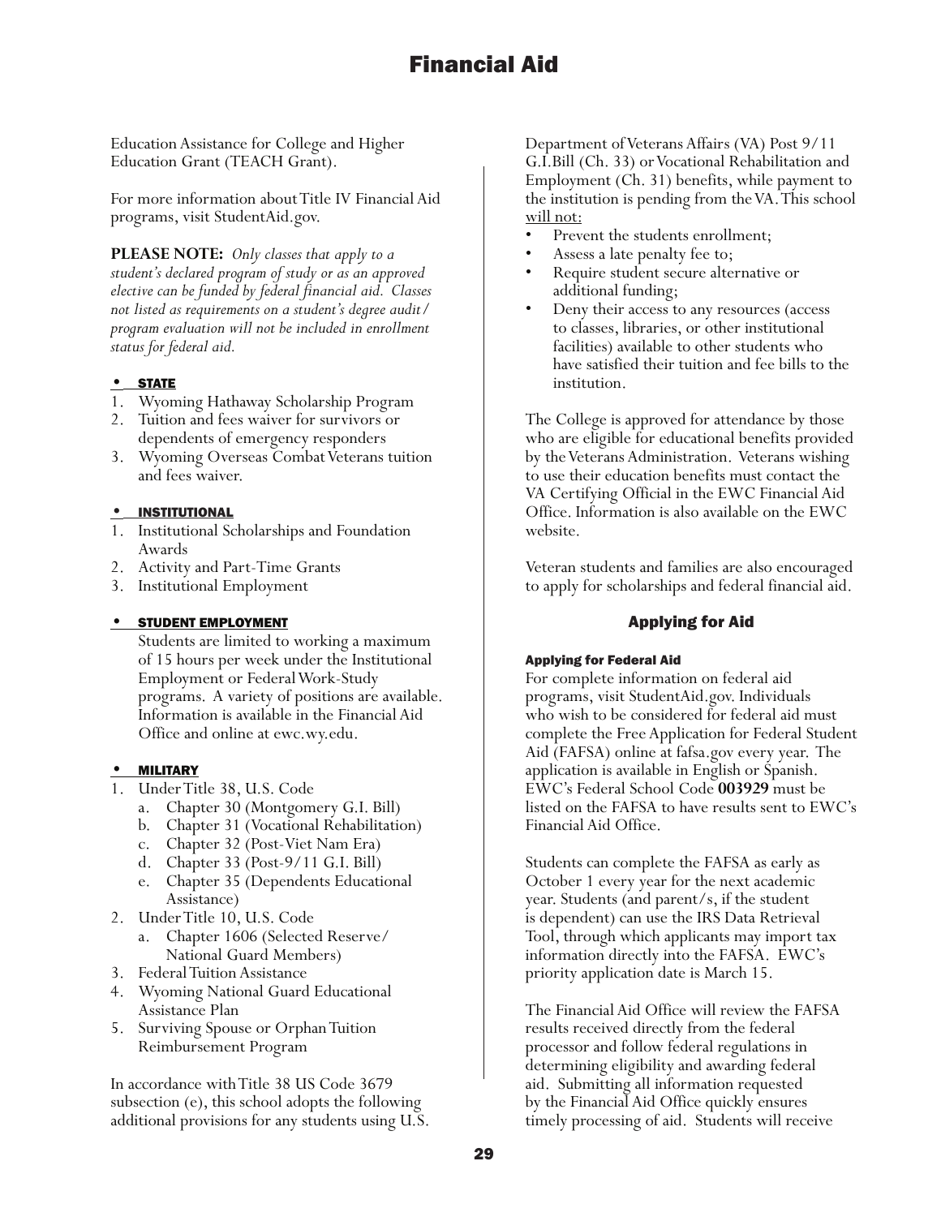# Financial Aid

Education Assistance for College and Higher Education Grant (TEACH Grant).

For more information about Title IV Financial Aid programs, visit StudentAid.gov.

**PLEASE NOTE:** *Only classes that apply to a student's declared program of study or as an approved elective can be funded by federal financial aid. Classes not listed as requirements on a student's degree audit/ program evaluation will not be included in enrollment status for federal aid.*

- **STATE**

1. Wyoming Hathaway Scholarship Program
2. Tuition and fees waiver for survivors or dependents of emergency responders
3. Wyoming Overseas Combat Veterans tuition and fees waiver.

- **INSTITUTIONAL**

1. Institutional Scholarships and Foundation Awards
2. Activity and Part-Time Grants
3. Institutional Employment

- **STUDENT EMPLOYMENT**

  Students are limited to working a maximum of 15 hours per week under the Institutional Employment or Federal Work-Study programs. A variety of positions are available. Information is available in the Financial Aid Office and online at ewc.wy.edu.

- **MILITARY**

1. Under Title 38, U.S. Code
   a. Chapter 30 (Montgomery G.I. Bill)
   b. Chapter 31 (Vocational Rehabilitation)
   c. Chapter 32 (Post-Viet Nam Era)
   d. Chapter 33 (Post-9/11 G.I. Bill)
   e. Chapter 35 (Dependents Educational Assistance)
2. Under Title 10, U.S. Code
   a. Chapter 1606 (Selected Reserve/ National Guard Members)
3. Federal Tuition Assistance
4. Wyoming National Guard Educational Assistance Plan
5. Surviving Spouse or Orphan Tuition Reimbursement Program

In accordance with Title 38 US Code 3679 subsection (e), this school adopts the following additional provisions for any students using U.S. Department of Veterans Affairs (VA) Post 9/11 G.I.Bill (Ch. 33) or Vocational Rehabilitation and Employment (Ch. 31) benefits, while payment to the institution is pending from the VA. This school will not:

- Prevent the students enrollment;
- Assess a late penalty fee to;
- Require student secure alternative or additional funding;
- Deny their access to any resources (access to classes, libraries, or other institutional facilities) available to other students who have satisfied their tuition and fee bills to the institution.

The College is approved for attendance by those who are eligible for educational benefits provided by the Veterans Administration. Veterans wishing to use their education benefits must contact the VA Certifying Official in the EWC Financial Aid Office. Information is also available on the EWC website.

Veteran students and families are also encouraged to apply for scholarships and federal financial aid.

## Applying for Aid

### Applying for Federal Aid

For complete information on federal aid programs, visit StudentAid.gov. Individuals who wish to be considered for federal aid must complete the Free Application for Federal Student Aid (FAFSA) online at fafsa.gov every year. The application is available in English or Spanish. EWC's Federal School Code **003929** must be listed on the FAFSA to have results sent to EWC's Financial Aid Office.

Students can complete the FAFSA as early as October 1 every year for the next academic year. Students (and parent/s, if the student is dependent) can use the IRS Data Retrieval Tool, through which applicants may import tax information directly into the FAFSA. EWC's priority application date is March 15.

The Financial Aid Office will review the FAFSA results received directly from the federal processor and follow federal regulations in determining eligibility and awarding federal aid. Submitting all information requested by the Financial Aid Office quickly ensures timely processing of aid. Students will receive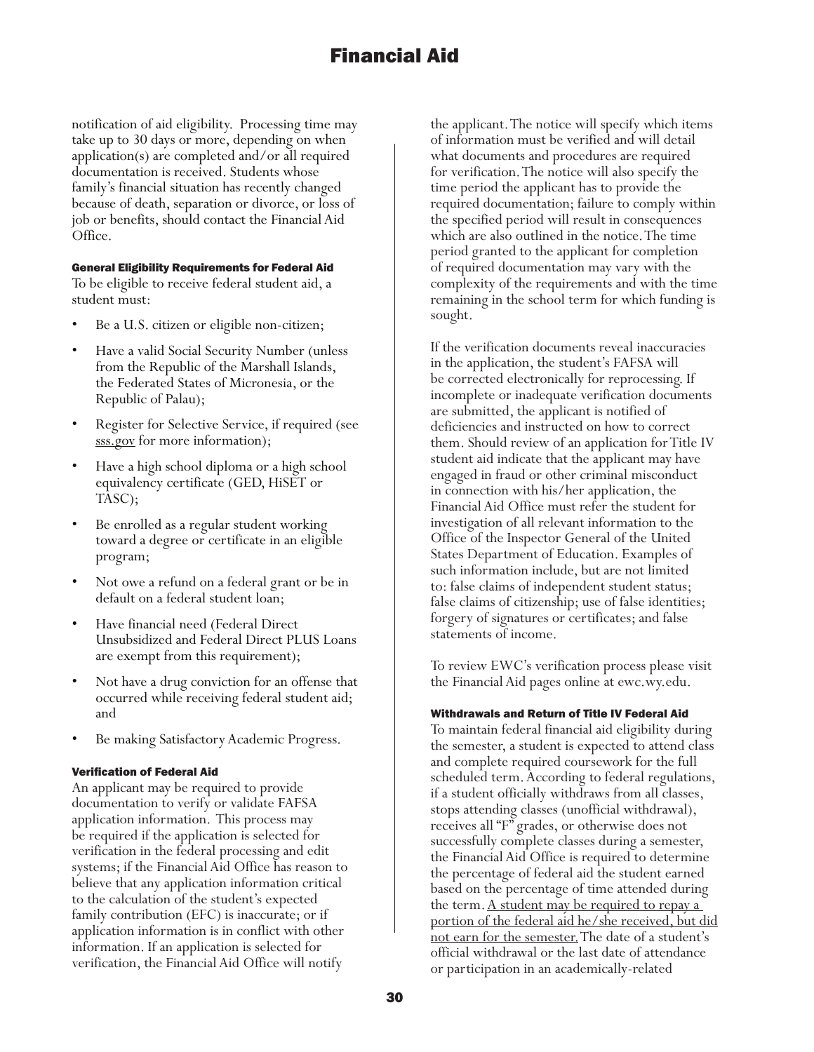notification of aid eligibility. Processing time may take up to 30 days or more, depending on when application(s) are completed and/or all required documentation is received. Students whose family's financial situation has recently changed because of death, separation or divorce, or loss of job or benefits, should contact the Financial Aid Office.

#### General Eligibility Requirements for Federal Aid

To be eligible to receive federal student aid, a student must:

- Be a U.S. citizen or eligible non-citizen;
- Have a valid Social Security Number (unless from the Republic of the Marshall Islands, the Federated States of Micronesia, or the Republic of Palau);
- Register for Selective Service, if required (see sss.gov for more information);
- Have a high school diploma or a high school equivalency certificate (GED, HiSET or TASC);
- Be enrolled as a regular student working toward a degree or certificate in an eligible program;
- Not owe a refund on a federal grant or be in default on a federal student loan;
- Have financial need (Federal Direct Unsubsidized and Federal Direct PLUS Loans are exempt from this requirement);
- Not have a drug conviction for an offense that occurred while receiving federal student aid; and
- Be making Satisfactory Academic Progress.

#### Verification of Federal Aid

An applicant may be required to provide documentation to verify or validate FAFSA application information. This process may be required if the application is selected for verification in the federal processing and edit systems; if the Financial Aid Office has reason to believe that any application information critical to the calculation of the student's expected family contribution (EFC) is inaccurate; or if application information is in conflict with other information. If an application is selected for verification, the Financial Aid Office will notify the applicant. The notice will specify which items of information must be verified and will detail what documents and procedures are required for verification. The notice will also specify the time period the applicant has to provide the required documentation; failure to comply within the specified period will result in consequences which are also outlined in the notice. The time period granted to the applicant for completion of required documentation may vary with the complexity of the requirements and with the time remaining in the school term for which funding is sought.

If the verification documents reveal inaccuracies in the application, the student's FAFSA will be corrected electronically for reprocessing. If incomplete or inadequate verification documents are submitted, the applicant is notified of deficiencies and instructed on how to correct them. Should review of an application for Title IV student aid indicate that the applicant may have engaged in fraud or other criminal misconduct in connection with his/her application, the Financial Aid Office must refer the student for investigation of all relevant information to the Office of the Inspector General of the United States Department of Education. Examples of such information include, but are not limited to: false claims of independent student status; false claims of citizenship; use of false identities; forgery of signatures or certificates; and false statements of income.

To review EWC's verification process please visit the Financial Aid pages online at ewc.wy.edu.

#### Withdrawals and Return of Title IV Federal Aid

To maintain federal financial aid eligibility during the semester, a student is expected to attend class and complete required coursework for the full scheduled term. According to federal regulations, if a student officially withdraws from all classes, stops attending classes (unofficial withdrawal), receives all "F" grades, or otherwise does not successfully complete classes during a semester, the Financial Aid Office is required to determine the percentage of federal aid the student earned based on the percentage of time attended during the term. <u>A student may be required to repay a portion of the federal aid he/she received, but did not earn for the semester.</u> The date of a student's official withdrawal or the last date of attendance or participation in an academically-related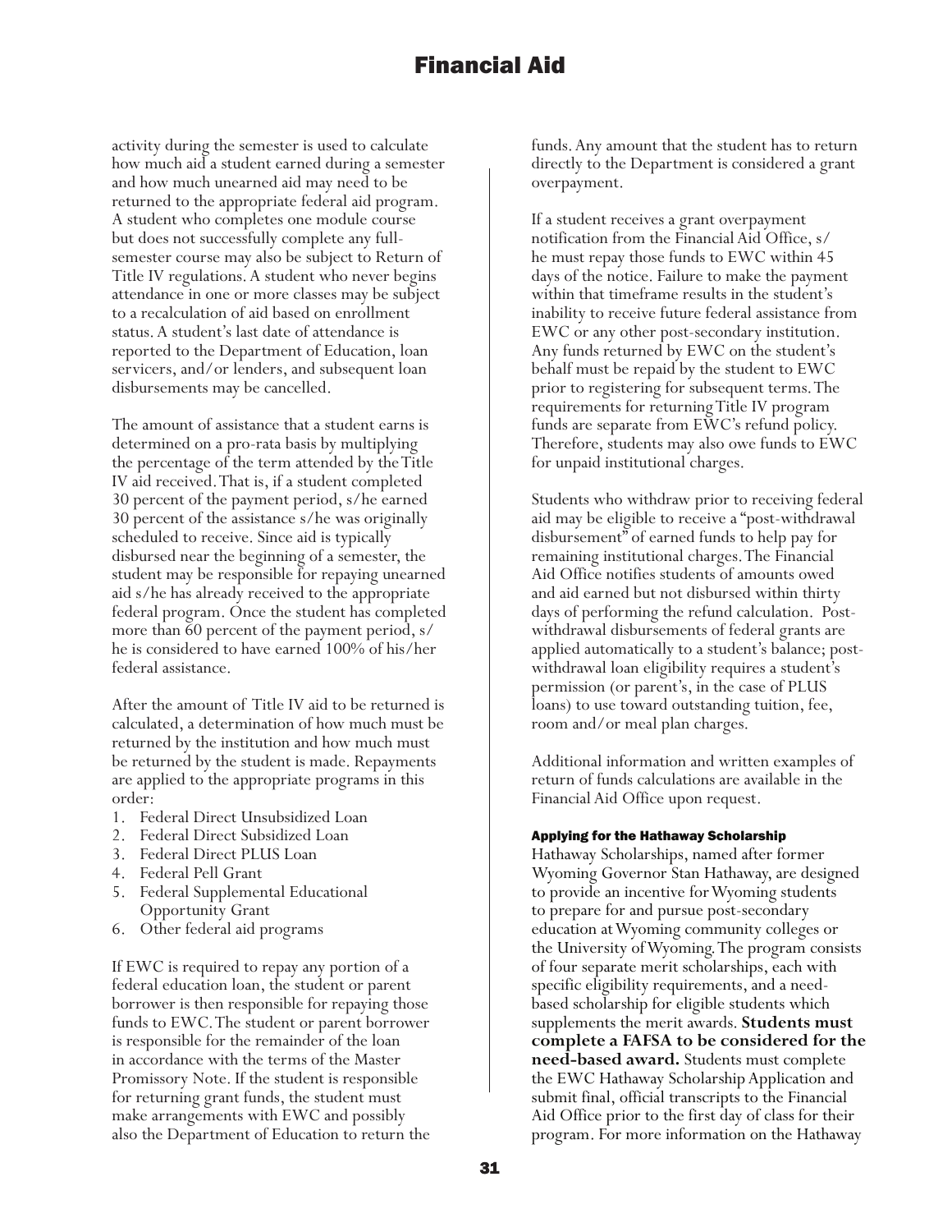activity during the semester is used to calculate how much aid a student earned during a semester and how much unearned aid may need to be returned to the appropriate federal aid program. A student who completes one module course but does not successfully complete any full-semester course may also be subject to Return of Title IV regulations. A student who never begins attendance in one or more classes may be subject to a recalculation of aid based on enrollment status. A student's last date of attendance is reported to the Department of Education, loan servicers, and/or lenders, and subsequent loan disbursements may be cancelled.

The amount of assistance that a student earns is determined on a pro-rata basis by multiplying the percentage of the term attended by the Title IV aid received. That is, if a student completed 30 percent of the payment period, s/he earned 30 percent of the assistance s/he was originally scheduled to receive. Since aid is typically disbursed near the beginning of a semester, the student may be responsible for repaying unearned aid s/he has already received to the appropriate federal program. Once the student has completed more than 60 percent of the payment period, s/he is considered to have earned 100% of his/her federal assistance.

After the amount of Title IV aid to be returned is calculated, a determination of how much must be returned by the institution and how much must be returned by the student is made. Repayments are applied to the appropriate programs in this order:

1. Federal Direct Unsubsidized Loan
2. Federal Direct Subsidized Loan
3. Federal Direct PLUS Loan
4. Federal Pell Grant
5. Federal Supplemental Educational Opportunity Grant
6. Other federal aid programs

If EWC is required to repay any portion of a federal education loan, the student or parent borrower is then responsible for repaying those funds to EWC. The student or parent borrower is responsible for the remainder of the loan in accordance with the terms of the Master Promissory Note. If the student is responsible for returning grant funds, the student must make arrangements with EWC and possibly also the Department of Education to return the funds. Any amount that the student has to return directly to the Department is considered a grant overpayment.

If a student receives a grant overpayment notification from the Financial Aid Office, s/he must repay those funds to EWC within 45 days of the notice. Failure to make the payment within that timeframe results in the student's inability to receive future federal assistance from EWC or any other post-secondary institution. Any funds returned by EWC on the student's behalf must be repaid by the student to EWC prior to registering for subsequent terms. The requirements for returning Title IV program funds are separate from EWC's refund policy. Therefore, students may also owe funds to EWC for unpaid institutional charges.

Students who withdraw prior to receiving federal aid may be eligible to receive a "post-withdrawal disbursement" of earned funds to help pay for remaining institutional charges. The Financial Aid Office notifies students of amounts owed and aid earned but not disbursed within thirty days of performing the refund calculation. Post-withdrawal disbursements of federal grants are applied automatically to a student's balance; post-withdrawal loan eligibility requires a student's permission (or parent's, in the case of PLUS loans) to use toward outstanding tuition, fee, room and/or meal plan charges.

Additional information and written examples of return of funds calculations are available in the Financial Aid Office upon request.

#### Applying for the Hathaway Scholarship

Hathaway Scholarships, named after former Wyoming Governor Stan Hathaway, are designed to provide an incentive for Wyoming students to prepare for and pursue post-secondary education at Wyoming community colleges or the University of Wyoming. The program consists of four separate merit scholarships, each with specific eligibility requirements, and a need-based scholarship for eligible students which supplements the merit awards. **Students must complete a FAFSA to be considered for the need-based award.** Students must complete the EWC Hathaway Scholarship Application and submit final, official transcripts to the Financial Aid Office prior to the first day of class for their program. For more information on the Hathaway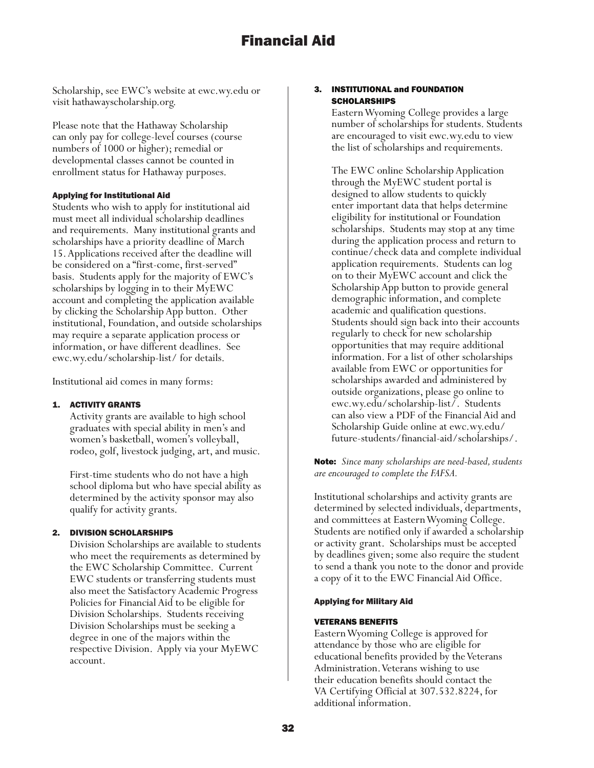Scholarship, see EWC's website at ewc.wy.edu or visit hathawayscholarship.org.

Please note that the Hathaway Scholarship can only pay for college-level courses (course numbers of 1000 or higher); remedial or developmental classes cannot be counted in enrollment status for Hathaway purposes.

#### Applying for Institutional Aid

Students who wish to apply for institutional aid must meet all individual scholarship deadlines and requirements. Many institutional grants and scholarships have a priority deadline of March 15. Applications received after the deadline will be considered on a "first-come, first-served" basis. Students apply for the majority of EWC's scholarships by logging in to their MyEWC account and completing the application available by clicking the Scholarship App button. Other institutional, Foundation, and outside scholarships may require a separate application process or information, or have different deadlines. See ewc.wy.edu/scholarship-list/ for details.

Institutional aid comes in many forms:

1. **ACTIVITY GRANTS**

   Activity grants are available to high school graduates with special ability in men's and women's basketball, women's volleyball, rodeo, golf, livestock judging, art, and music.

   First-time students who do not have a high school diploma but who have special ability as determined by the activity sponsor may also qualify for activity grants.

2. **DIVISION SCHOLARSHIPS**

   Division Scholarships are available to students who meet the requirements as determined by the EWC Scholarship Committee. Current EWC students or transferring students must also meet the Satisfactory Academic Progress Policies for Financial Aid to be eligible for Division Scholarships. Students receiving Division Scholarships must be seeking a degree in one of the majors within the respective Division. Apply via your MyEWC account.

3. **INSTITUTIONAL and FOUNDATION SCHOLARSHIPS**

   Eastern Wyoming College provides a large number of scholarships for students. Students are encouraged to visit ewc.wy.edu to view the list of scholarships and requirements.

   The EWC online Scholarship Application through the MyEWC student portal is designed to allow students to quickly enter important data that helps determine eligibility for institutional or Foundation scholarships. Students may stop at any time during the application process and return to continue/check data and complete individual application requirements. Students can log on to their MyEWC account and click the Scholarship App button to provide general demographic information, and complete academic and qualification questions. Students should sign back into their accounts regularly to check for new scholarship opportunities that may require additional information. For a list of other scholarships available from EWC or opportunities for scholarships awarded and administered by outside organizations, please go online to ewc.wy.edu/scholarship-list/. Students can also view a PDF of the Financial Aid and Scholarship Guide online at ewc.wy.edu/future-students/financial-aid/scholarships/.

**Note:** *Since many scholarships are need-based, students are encouraged to complete the FAFSA.*

Institutional scholarships and activity grants are determined by selected individuals, departments, and committees at Eastern Wyoming College. Students are notified only if awarded a scholarship or activity grant. Scholarships must be accepted by deadlines given; some also require the student to send a thank you note to the donor and provide a copy of it to the EWC Financial Aid Office.

#### Applying for Military Aid

#### VETERANS BENEFITS

Eastern Wyoming College is approved for attendance by those who are eligible for educational benefits provided by the Veterans Administration. Veterans wishing to use their education benefits should contact the VA Certifying Official at 307.532.8224, for additional information.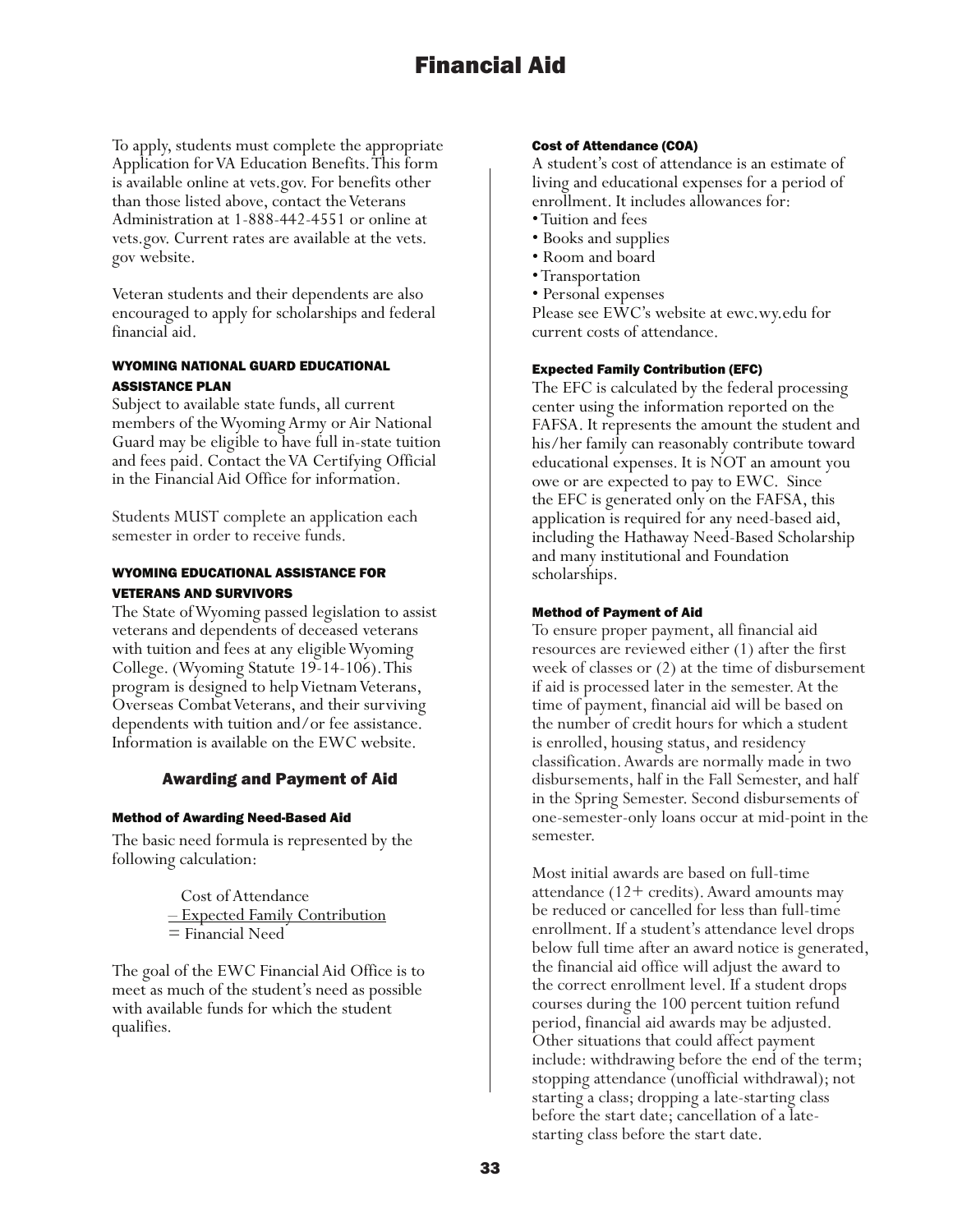# Financial Aid

To apply, students must complete the appropriate Application for VA Education Benefits. This form is available online at vets.gov. For benefits other than those listed above, contact the Veterans Administration at 1-888-442-4551 or online at vets.gov. Current rates are available at the vets.gov website.

Veteran students and their dependents are also encouraged to apply for scholarships and federal financial aid.

#### WYOMING NATIONAL GUARD EDUCATIONAL ASSISTANCE PLAN

Subject to available state funds, all current members of the Wyoming Army or Air National Guard may be eligible to have full in-state tuition and fees paid. Contact the VA Certifying Official in the Financial Aid Office for information.

Students MUST complete an application each semester in order to receive funds.

#### WYOMING EDUCATIONAL ASSISTANCE FOR VETERANS AND SURVIVORS

The State of Wyoming passed legislation to assist veterans and dependents of deceased veterans with tuition and fees at any eligible Wyoming College. (Wyoming Statute 19-14-106). This program is designed to help Vietnam Veterans, Overseas Combat Veterans, and their surviving dependents with tuition and/or fee assistance. Information is available on the EWC website.

## Awarding and Payment of Aid

#### Method of Awarding Need-Based Aid

The basic need formula is represented by the following calculation:

Cost of Attendance
– Expected Family Contribution
= Financial Need

The goal of the EWC Financial Aid Office is to meet as much of the student's need as possible with available funds for which the student qualifies.

#### Cost of Attendance (COA)

A student's cost of attendance is an estimate of living and educational expenses for a period of enrollment. It includes allowances for:

- Tuition and fees
- Books and supplies
- Room and board
- Transportation
- Personal expenses

Please see EWC's website at ewc.wy.edu for current costs of attendance.

#### Expected Family Contribution (EFC)

The EFC is calculated by the federal processing center using the information reported on the FAFSA. It represents the amount the student and his/her family can reasonably contribute toward educational expenses. It is NOT an amount you owe or are expected to pay to EWC. Since the EFC is generated only on the FAFSA, this application is required for any need-based aid, including the Hathaway Need-Based Scholarship and many institutional and Foundation scholarships.

#### Method of Payment of Aid

To ensure proper payment, all financial aid resources are reviewed either (1) after the first week of classes or (2) at the time of disbursement if aid is processed later in the semester. At the time of payment, financial aid will be based on the number of credit hours for which a student is enrolled, housing status, and residency classification. Awards are normally made in two disbursements, half in the Fall Semester, and half in the Spring Semester. Second disbursements of one-semester-only loans occur at mid-point in the semester.

Most initial awards are based on full-time attendance (12+ credits). Award amounts may be reduced or cancelled for less than full-time enrollment. If a student's attendance level drops below full time after an award notice is generated, the financial aid office will adjust the award to the correct enrollment level. If a student drops courses during the 100 percent tuition refund period, financial aid awards may be adjusted. Other situations that could affect payment include: withdrawing before the end of the term; stopping attendance (unofficial withdrawal); not starting a class; dropping a late-starting class before the start date; cancellation of a late-starting class before the start date.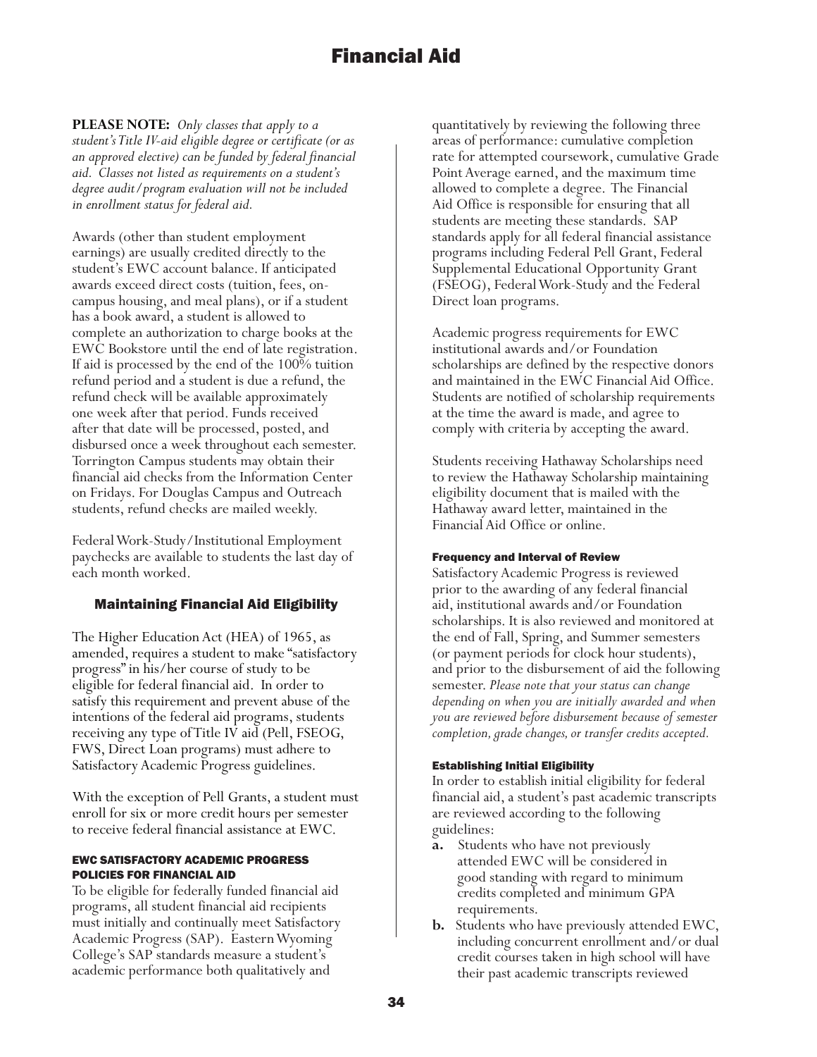# Financial Aid

**PLEASE NOTE:** *Only classes that apply to a student's Title IV-aid eligible degree or certificate (or as an approved elective) can be funded by federal financial aid. Classes not listed as requirements on a student's degree audit/program evaluation will not be included in enrollment status for federal aid.*

Awards (other than student employment earnings) are usually credited directly to the student's EWC account balance. If anticipated awards exceed direct costs (tuition, fees, on-campus housing, and meal plans), or if a student has a book award, a student is allowed to complete an authorization to charge books at the EWC Bookstore until the end of late registration. If aid is processed by the end of the 100% tuition refund period and a student is due a refund, the refund check will be available approximately one week after that period. Funds received after that date will be processed, posted, and disbursed once a week throughout each semester. Torrington Campus students may obtain their financial aid checks from the Information Center on Fridays. For Douglas Campus and Outreach students, refund checks are mailed weekly.

Federal Work-Study/Institutional Employment paychecks are available to students the last day of each month worked.

## Maintaining Financial Aid Eligibility

The Higher Education Act (HEA) of 1965, as amended, requires a student to make "satisfactory progress" in his/her course of study to be eligible for federal financial aid. In order to satisfy this requirement and prevent abuse of the intentions of the federal aid programs, students receiving any type of Title IV aid (Pell, FSEOG, FWS, Direct Loan programs) must adhere to Satisfactory Academic Progress guidelines.

With the exception of Pell Grants, a student must enroll for six or more credit hours per semester to receive federal financial assistance at EWC.

### EWC SATISFACTORY ACADEMIC PROGRESS POLICIES FOR FINANCIAL AID

To be eligible for federally funded financial aid programs, all student financial aid recipients must initially and continually meet Satisfactory Academic Progress (SAP). Eastern Wyoming College's SAP standards measure a student's academic performance both qualitatively and quantitatively by reviewing the following three areas of performance: cumulative completion rate for attempted coursework, cumulative Grade Point Average earned, and the maximum time allowed to complete a degree. The Financial Aid Office is responsible for ensuring that all students are meeting these standards. SAP standards apply for all federal financial assistance programs including Federal Pell Grant, Federal Supplemental Educational Opportunity Grant (FSEOG), Federal Work-Study and the Federal Direct loan programs.

Academic progress requirements for EWC institutional awards and/or Foundation scholarships are defined by the respective donors and maintained in the EWC Financial Aid Office. Students are notified of scholarship requirements at the time the award is made, and agree to comply with criteria by accepting the award.

Students receiving Hathaway Scholarships need to review the Hathaway Scholarship maintaining eligibility document that is mailed with the Hathaway award letter, maintained in the Financial Aid Office or online.

### Frequency and Interval of Review

Satisfactory Academic Progress is reviewed prior to the awarding of any federal financial aid, institutional awards and/or Foundation scholarships. It is also reviewed and monitored at the end of Fall, Spring, and Summer semesters (or payment periods for clock hour students), and prior to the disbursement of aid the following semester. *Please note that your status can change depending on when you are initially awarded and when you are reviewed before disbursement because of semester completion, grade changes, or transfer credits accepted.*

### Establishing Initial Eligibility

In order to establish initial eligibility for federal financial aid, a student's past academic transcripts are reviewed according to the following guidelines:

**a.** Students who have not previously attended EWC will be considered in good standing with regard to minimum credits completed and minimum GPA requirements.

**b.** Students who have previously attended EWC, including concurrent enrollment and/or dual credit courses taken in high school will have their past academic transcripts reviewed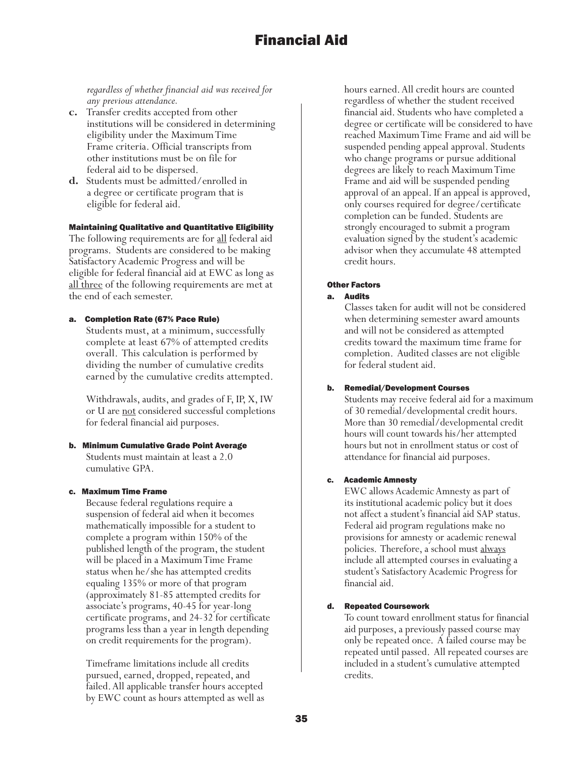*regardless of whether financial aid was received for any previous attendance.*

**c.** Transfer credits accepted from other institutions will be considered in determining eligibility under the Maximum Time Frame criteria. Official transcripts from other institutions must be on file for federal aid to be dispersed.

**d.** Students must be admitted/enrolled in a degree or certificate program that is eligible for federal aid.

#### Maintaining Qualitative and Quantitative Eligibility

The following requirements are for all federal aid programs. Students are considered to be making Satisfactory Academic Progress and will be eligible for federal financial aid at EWC as long as all three of the following requirements are met at the end of each semester.

**a. Completion Rate (67% Pace Rule)**

Students must, at a minimum, successfully complete at least 67% of attempted credits overall. This calculation is performed by dividing the number of cumulative credits earned by the cumulative credits attempted.

Withdrawals, audits, and grades of F, IP, X, IW or U are not considered successful completions for federal financial aid purposes.

**b. Minimum Cumulative Grade Point Average**

Students must maintain at least a 2.0 cumulative GPA.

**c. Maximum Time Frame**

Because federal regulations require a suspension of federal aid when it becomes mathematically impossible for a student to complete a program within 150% of the published length of the program, the student will be placed in a Maximum Time Frame status when he/she has attempted credits equaling 135% or more of that program (approximately 81-85 attempted credits for associate's programs, 40-45 for year-long certificate programs, and 24-32 for certificate programs less than a year in length depending on credit requirements for the program).

Timeframe limitations include all credits pursued, earned, dropped, repeated, and failed. All applicable transfer hours accepted by EWC count as hours attempted as well as hours earned. All credit hours are counted regardless of whether the student received financial aid. Students who have completed a degree or certificate will be considered to have reached Maximum Time Frame and aid will be suspended pending appeal approval. Students who change programs or pursue additional degrees are likely to reach Maximum Time Frame and aid will be suspended pending approval of an appeal. If an appeal is approved, only courses required for degree/certificate completion can be funded. Students are strongly encouraged to submit a program evaluation signed by the student's academic advisor when they accumulate 48 attempted credit hours.

#### Other Factors

**a. Audits**

Classes taken for audit will not be considered when determining semester award amounts and will not be considered as attempted credits toward the maximum time frame for completion. Audited classes are not eligible for federal student aid.

**b. Remedial/Development Courses**

Students may receive federal aid for a maximum of 30 remedial/developmental credit hours. More than 30 remedial/developmental credit hours will count towards his/her attempted hours but not in enrollment status or cost of attendance for financial aid purposes.

**c. Academic Amnesty**

EWC allows Academic Amnesty as part of its institutional academic policy but it does not affect a student's financial aid SAP status. Federal aid program regulations make no provisions for amnesty or academic renewal policies. Therefore, a school must always include all attempted courses in evaluating a student's Satisfactory Academic Progress for financial aid.

**d. Repeated Coursework**

To count toward enrollment status for financial aid purposes, a previously passed course may only be repeated once. A failed course may be repeated until passed. All repeated courses are included in a student's cumulative attempted credits.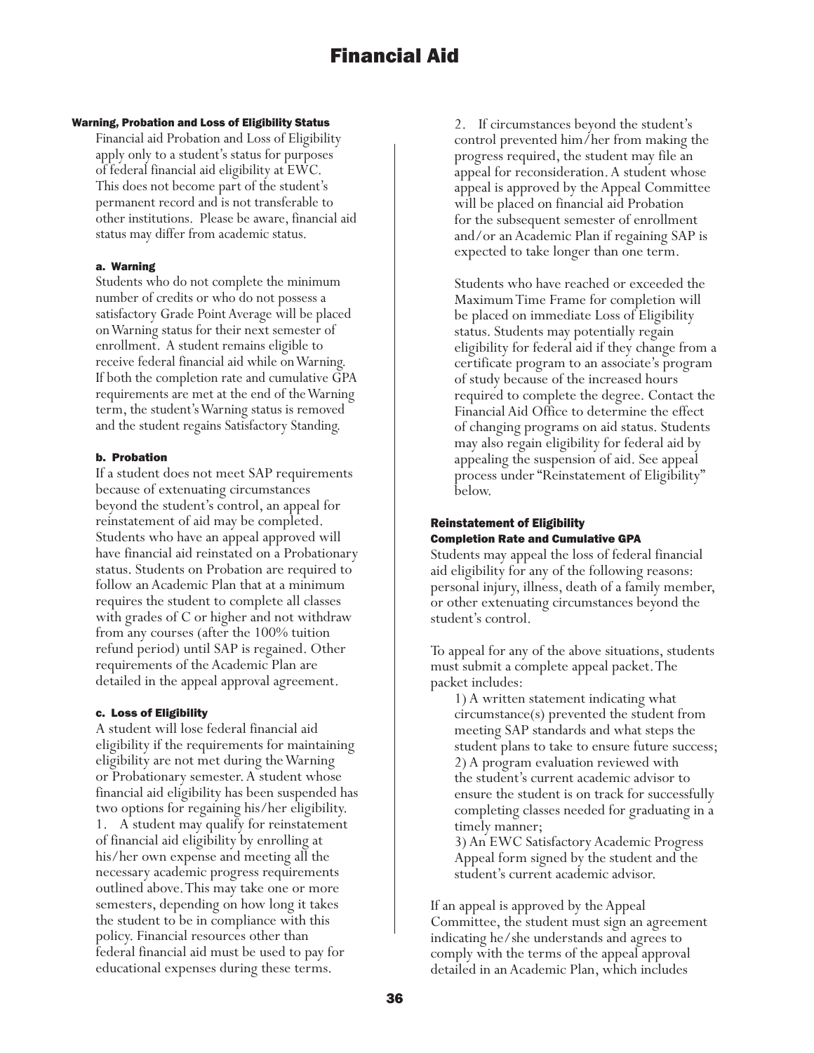# Financial Aid

### Warning, Probation and Loss of Eligibility Status

Financial aid Probation and Loss of Eligibility apply only to a student's status for purposes of federal financial aid eligibility at EWC. This does not become part of the student's permanent record and is not transferable to other institutions. Please be aware, financial aid status may differ from academic status.

#### a. Warning

Students who do not complete the minimum number of credits or who do not possess a satisfactory Grade Point Average will be placed on Warning status for their next semester of enrollment. A student remains eligible to receive federal financial aid while on Warning. If both the completion rate and cumulative GPA requirements are met at the end of the Warning term, the student's Warning status is removed and the student regains Satisfactory Standing.

#### b. Probation

If a student does not meet SAP requirements because of extenuating circumstances beyond the student's control, an appeal for reinstatement of aid may be completed. Students who have an appeal approved will have financial aid reinstated on a Probationary status. Students on Probation are required to follow an Academic Plan that at a minimum requires the student to complete all classes with grades of C or higher and not withdraw from any courses (after the 100% tuition refund period) until SAP is regained. Other requirements of the Academic Plan are detailed in the appeal approval agreement.

#### c. Loss of Eligibility

A student will lose federal financial aid eligibility if the requirements for maintaining eligibility are not met during the Warning or Probationary semester. A student whose financial aid eligibility has been suspended has two options for regaining his/her eligibility.

1. A student may qualify for reinstatement of financial aid eligibility by enrolling at his/her own expense and meeting all the necessary academic progress requirements outlined above. This may take one or more semesters, depending on how long it takes the student to be in compliance with this policy. Financial resources other than federal financial aid must be used to pay for educational expenses during these terms.

2. If circumstances beyond the student's control prevented him/her from making the progress required, the student may file an appeal for reconsideration. A student whose appeal is approved by the Appeal Committee will be placed on financial aid Probation for the subsequent semester of enrollment and/or an Academic Plan if regaining SAP is expected to take longer than one term.

Students who have reached or exceeded the Maximum Time Frame for completion will be placed on immediate Loss of Eligibility status. Students may potentially regain eligibility for federal aid if they change from a certificate program to an associate's program of study because of the increased hours required to complete the degree. Contact the Financial Aid Office to determine the effect of changing programs on aid status. Students may also regain eligibility for federal aid by appealing the suspension of aid. See appeal process under "Reinstatement of Eligibility" below.

### Reinstatement of Eligibility

#### Completion Rate and Cumulative GPA

Students may appeal the loss of federal financial aid eligibility for any of the following reasons: personal injury, illness, death of a family member, or other extenuating circumstances beyond the student's control.

To appeal for any of the above situations, students must submit a complete appeal packet. The packet includes:

1) A written statement indicating what circumstance(s) prevented the student from meeting SAP standards and what steps the student plans to take to ensure future success;
2) A program evaluation reviewed with the student's current academic advisor to ensure the student is on track for successfully completing classes needed for graduating in a timely manner;
3) An EWC Satisfactory Academic Progress Appeal form signed by the student and the student's current academic advisor.

If an appeal is approved by the Appeal Committee, the student must sign an agreement indicating he/she understands and agrees to comply with the terms of the appeal approval detailed in an Academic Plan, which includes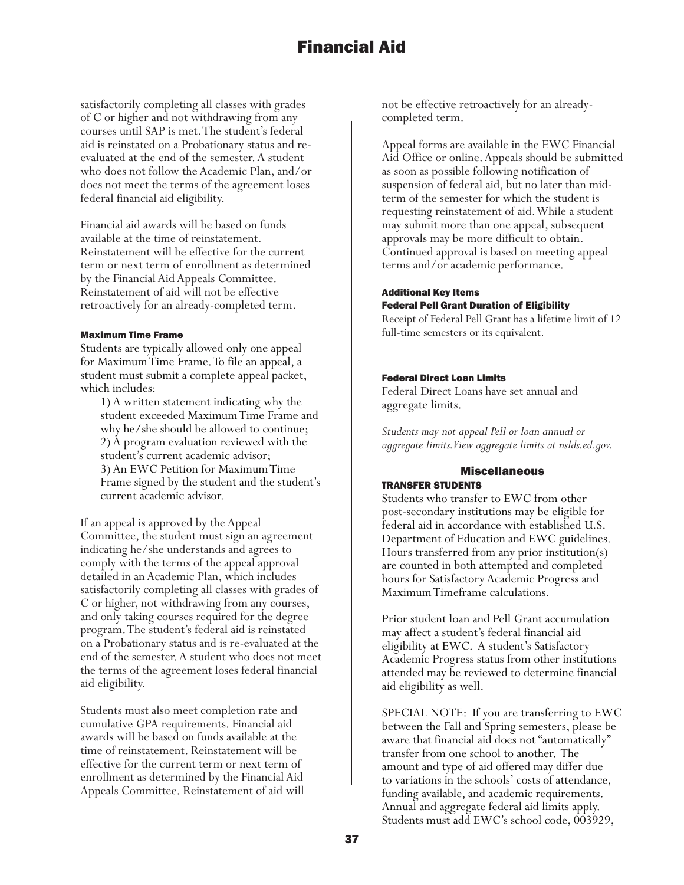satisfactorily completing all classes with grades of C or higher and not withdrawing from any courses until SAP is met. The student's federal aid is reinstated on a Probationary status and re-evaluated at the end of the semester. A student who does not follow the Academic Plan, and/or does not meet the terms of the agreement loses federal financial aid eligibility.

Financial aid awards will be based on funds available at the time of reinstatement. Reinstatement will be effective for the current term or next term of enrollment as determined by the Financial Aid Appeals Committee. Reinstatement of aid will not be effective retroactively for an already-completed term.

#### Maximum Time Frame

Students are typically allowed only one appeal for Maximum Time Frame. To file an appeal, a student must submit a complete appeal packet, which includes:

1) A written statement indicating why the student exceeded Maximum Time Frame and why he/she should be allowed to continue;
2) A program evaluation reviewed with the student's current academic advisor;
3) An EWC Petition for Maximum Time Frame signed by the student and the student's current academic advisor.

If an appeal is approved by the Appeal Committee, the student must sign an agreement indicating he/she understands and agrees to comply with the terms of the appeal approval detailed in an Academic Plan, which includes satisfactorily completing all classes with grades of C or higher, not withdrawing from any courses, and only taking courses required for the degree program. The student's federal aid is reinstated on a Probationary status and is re-evaluated at the end of the semester. A student who does not meet the terms of the agreement loses federal financial aid eligibility.

Students must also meet completion rate and cumulative GPA requirements. Financial aid awards will be based on funds available at the time of reinstatement. Reinstatement will be effective for the current term or next term of enrollment as determined by the Financial Aid Appeals Committee. Reinstatement of aid will not be effective retroactively for an already-completed term.

Appeal forms are available in the EWC Financial Aid Office or online. Appeals should be submitted as soon as possible following notification of suspension of federal aid, but no later than mid-term of the semester for which the student is requesting reinstatement of aid. While a student may submit more than one appeal, subsequent approvals may be more difficult to obtain. Continued approval is based on meeting appeal terms and/or academic performance.

#### Additional Key Items

#### Federal Pell Grant Duration of Eligibility

Receipt of Federal Pell Grant has a lifetime limit of 12 full-time semesters or its equivalent.

#### Federal Direct Loan Limits

Federal Direct Loans have set annual and aggregate limits.

*Students may not appeal Pell or loan annual or aggregate limits. View aggregate limits at nslds.ed.gov.*

### Miscellaneous

#### TRANSFER STUDENTS

Students who transfer to EWC from other post-secondary institutions may be eligible for federal aid in accordance with established U.S. Department of Education and EWC guidelines. Hours transferred from any prior institution(s) are counted in both attempted and completed hours for Satisfactory Academic Progress and Maximum Timeframe calculations.

Prior student loan and Pell Grant accumulation may affect a student's federal financial aid eligibility at EWC. A student's Satisfactory Academic Progress status from other institutions attended may be reviewed to determine financial aid eligibility as well.

SPECIAL NOTE: If you are transferring to EWC between the Fall and Spring semesters, please be aware that financial aid does not "automatically" transfer from one school to another. The amount and type of aid offered may differ due to variations in the schools' costs of attendance, funding available, and academic requirements. Annual and aggregate federal aid limits apply. Students must add EWC's school code, 003929,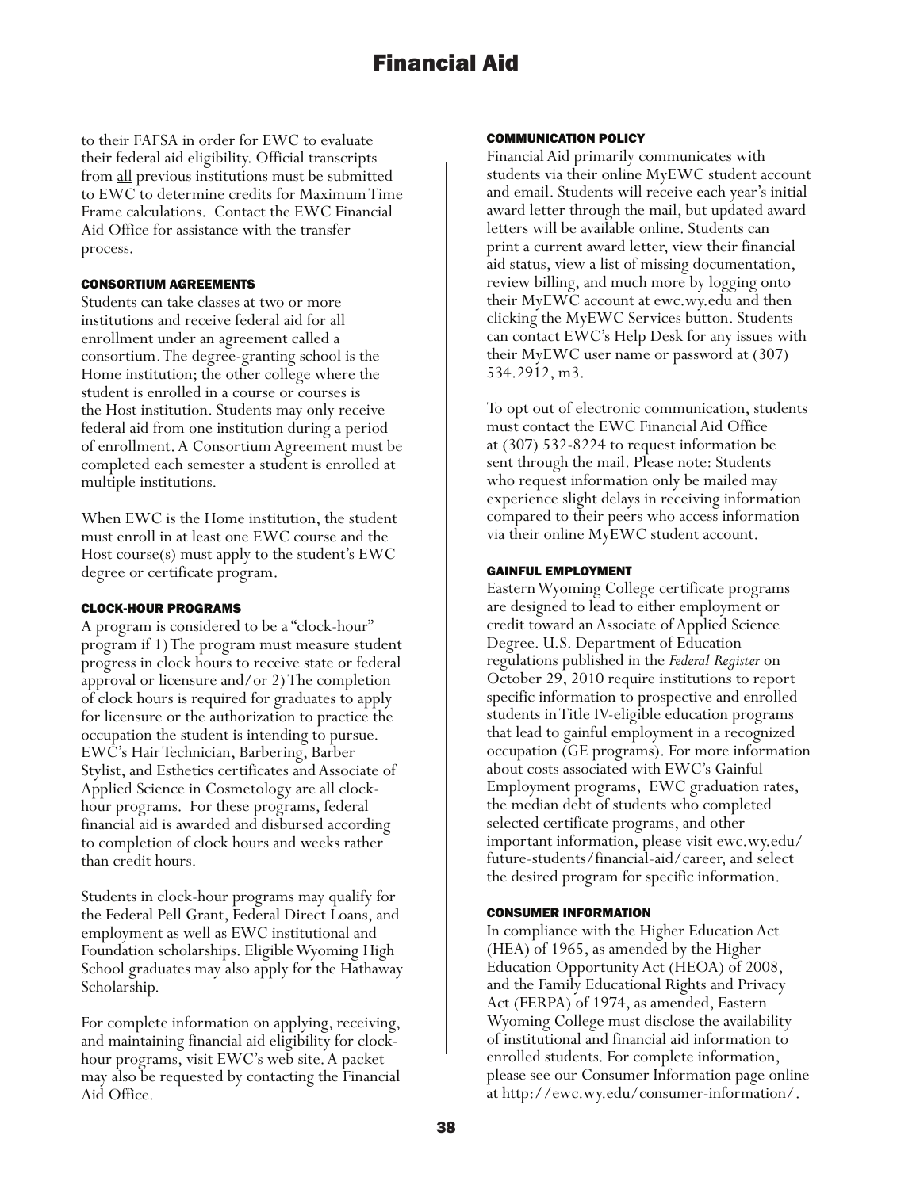# Financial Aid

to their FAFSA in order for EWC to evaluate their federal aid eligibility. Official transcripts from <u>all</u> previous institutions must be submitted to EWC to determine credits for Maximum Time Frame calculations. Contact the EWC Financial Aid Office for assistance with the transfer process.

### CONSORTIUM AGREEMENTS

Students can take classes at two or more institutions and receive federal aid for all enrollment under an agreement called a consortium. The degree-granting school is the Home institution; the other college where the student is enrolled in a course or courses is the Host institution. Students may only receive federal aid from one institution during a period of enrollment. A Consortium Agreement must be completed each semester a student is enrolled at multiple institutions.

When EWC is the Home institution, the student must enroll in at least one EWC course and the Host course(s) must apply to the student's EWC degree or certificate program.

### CLOCK-HOUR PROGRAMS

A program is considered to be a "clock-hour" program if 1) The program must measure student progress in clock hours to receive state or federal approval or licensure and/or 2) The completion of clock hours is required for graduates to apply for licensure or the authorization to practice the occupation the student is intending to pursue. EWC's Hair Technician, Barbering, Barber Stylist, and Esthetics certificates and Associate of Applied Science in Cosmetology are all clock-hour programs. For these programs, federal financial aid is awarded and disbursed according to completion of clock hours and weeks rather than credit hours.

Students in clock-hour programs may qualify for the Federal Pell Grant, Federal Direct Loans, and employment as well as EWC institutional and Foundation scholarships. Eligible Wyoming High School graduates may also apply for the Hathaway Scholarship.

For complete information on applying, receiving, and maintaining financial aid eligibility for clock-hour programs, visit EWC's web site. A packet may also be requested by contacting the Financial Aid Office.

### COMMUNICATION POLICY

Financial Aid primarily communicates with students via their online MyEWC student account and email. Students will receive each year's initial award letter through the mail, but updated award letters will be available online. Students can print a current award letter, view their financial aid status, view a list of missing documentation, review billing, and much more by logging onto their MyEWC account at ewc.wy.edu and then clicking the MyEWC Services button. Students can contact EWC's Help Desk for any issues with their MyEWC user name or password at (307) 534.2912, m3.

To opt out of electronic communication, students must contact the EWC Financial Aid Office at (307) 532-8224 to request information be sent through the mail. Please note: Students who request information only be mailed may experience slight delays in receiving information compared to their peers who access information via their online MyEWC student account.

### GAINFUL EMPLOYMENT

Eastern Wyoming College certificate programs are designed to lead to either employment or credit toward an Associate of Applied Science Degree. U.S. Department of Education regulations published in the *Federal Register* on October 29, 2010 require institutions to report specific information to prospective and enrolled students in Title IV-eligible education programs that lead to gainful employment in a recognized occupation (GE programs). For more information about costs associated with EWC's Gainful Employment programs, EWC graduation rates, the median debt of students who completed selected certificate programs, and other important information, please visit ewc.wy.edu/future-students/financial-aid/career, and select the desired program for specific information.

### CONSUMER INFORMATION

In compliance with the Higher Education Act (HEA) of 1965, as amended by the Higher Education Opportunity Act (HEOA) of 2008, and the Family Educational Rights and Privacy Act (FERPA) of 1974, as amended, Eastern Wyoming College must disclose the availability of institutional and financial aid information to enrolled students. For complete information, please see our Consumer Information page online at http://ewc.wy.edu/consumer-information/.